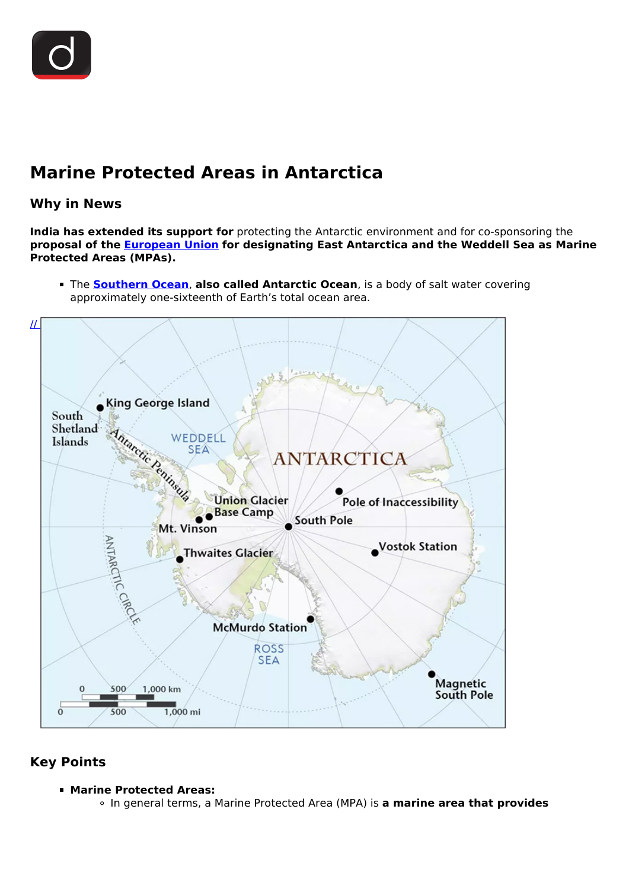# Marine Protected Areas in Antarctica

## Why in News

**India has extended its support for** protecting the Antarctic environment and for co-sponsoring the **proposal of the European Union for designating East Antarctica and the Weddell Sea as Marine Protected Areas (MPAs).**

- The **Southern Ocean**, **also called Antarctic Ocean**, is a body of salt water covering approximately one-sixteenth of Earth's total ocean area.

## Key Points

- **Marine Protected Areas:**
  - In general terms, a Marine Protected Area (MPA) is **a marine area that provides**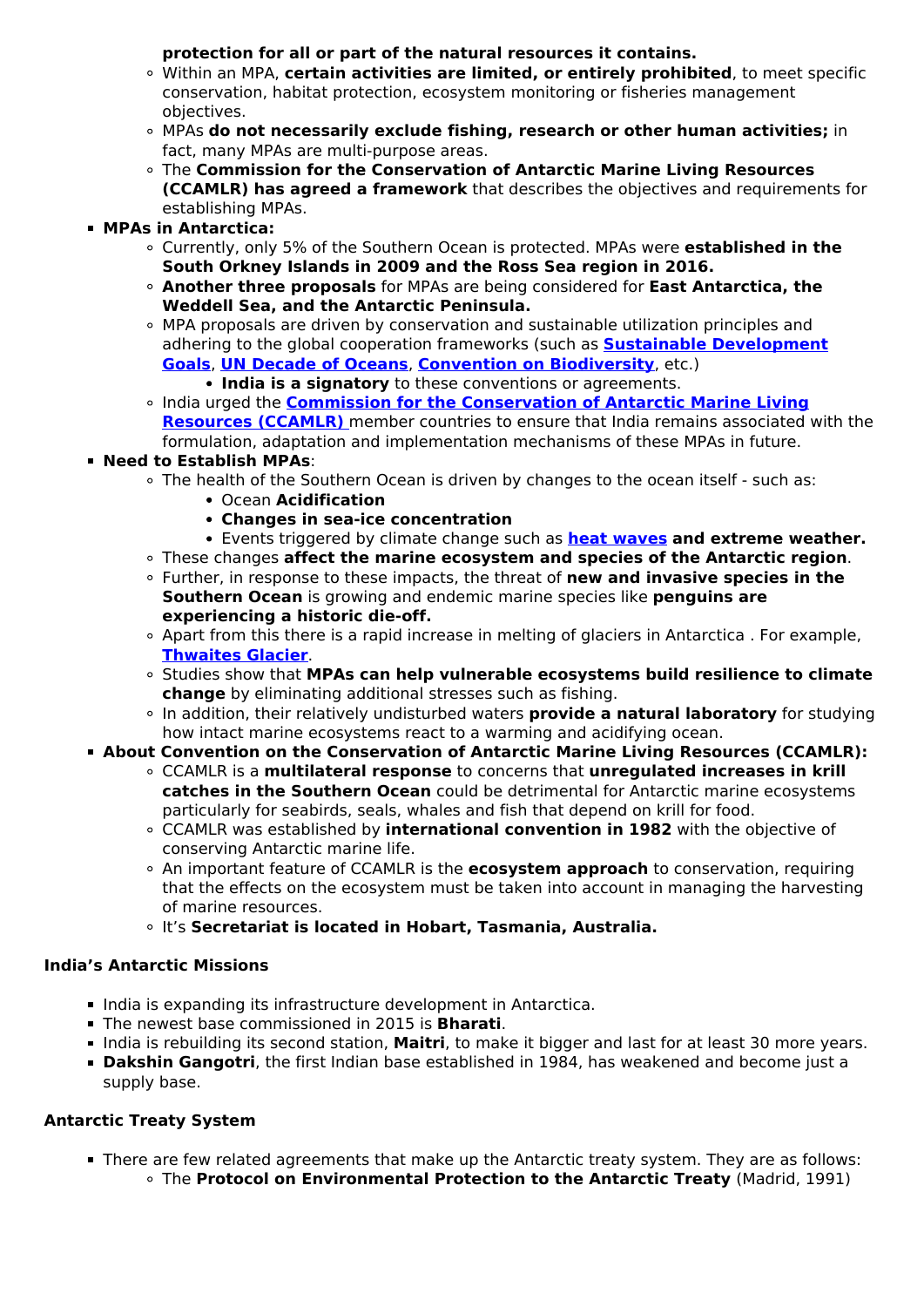**protection for all or part of the natural resources it contains.**
    - Within an MPA, **certain activities are limited, or entirely prohibited**, to meet specific conservation, habitat protection, ecosystem monitoring or fisheries management objectives.
    - MPAs **do not necessarily exclude fishing, research or other human activities;** in fact, many MPAs are multi-purpose areas.
    - The **Commission for the Conservation of Antarctic Marine Living Resources (CCAMLR) has agreed a framework** that describes the objectives and requirements for establishing MPAs.
- **MPAs in Antarctica:**
    - Currently, only 5% of the Southern Ocean is protected. MPAs were **established in the South Orkney Islands in 2009 and the Ross Sea region in 2016.**
    - **Another three proposals** for MPAs are being considered for **East Antarctica, the Weddell Sea, and the Antarctic Peninsula.**
    - MPA proposals are driven by conservation and sustainable utilization principles and adhering to the global cooperation frameworks (such as **Sustainable Development Goals**, **UN Decade of Oceans**, **Convention on Biodiversity**, etc.)
        - **India is a signatory** to these conventions or agreements.
    - India urged the **Commission for the Conservation of Antarctic Marine Living Resources (CCAMLR)** member countries to ensure that India remains associated with the formulation, adaptation and implementation mechanisms of these MPAs in future.
- **Need to Establish MPAs**:
    - The health of the Southern Ocean is driven by changes to the ocean itself - such as:
        - Ocean **Acidification**
        - **Changes in sea-ice concentration**
        - Events triggered by climate change such as **heat waves** **and extreme weather.**
    - These changes **affect the marine ecosystem and species of the Antarctic region**.
    - Further, in response to these impacts, the threat of **new and invasive species in the Southern Ocean** is growing and endemic marine species like **penguins are experiencing a historic die-off.**
    - Apart from this there is a rapid increase in melting of glaciers in Antarctica . For example, **Thwaites Glacier**.
    - Studies show that **MPAs can help vulnerable ecosystems build resilience to climate change** by eliminating additional stresses such as fishing.
    - In addition, their relatively undisturbed waters **provide a natural laboratory** for studying how intact marine ecosystems react to a warming and acidifying ocean.
- **About Convention on the Conservation of Antarctic Marine Living Resources (CCAMLR):**
    - CCAMLR is a **multilateral response** to concerns that **unregulated increases in krill catches in the Southern Ocean** could be detrimental for Antarctic marine ecosystems particularly for seabirds, seals, whales and fish that depend on krill for food.
    - CCAMLR was established by **international convention in 1982** with the objective of conserving Antarctic marine life.
    - An important feature of CCAMLR is the **ecosystem approach** to conservation, requiring that the effects on the ecosystem must be taken into account in managing the harvesting of marine resources.
    - It's **Secretariat is located in Hobart, Tasmania, Australia.**

### India's Antarctic Missions

- India is expanding its infrastructure development in Antarctica.
- The newest base commissioned in 2015 is **Bharati**.
- India is rebuilding its second station, **Maitri**, to make it bigger and last for at least 30 more years.
- **Dakshin Gangotri**, the first Indian base established in 1984, has weakened and become just a supply base.

### Antarctic Treaty System

- There are few related agreements that make up the Antarctic treaty system. They are as follows:
    - The **Protocol on Environmental Protection to the Antarctic Treaty** (Madrid, 1991)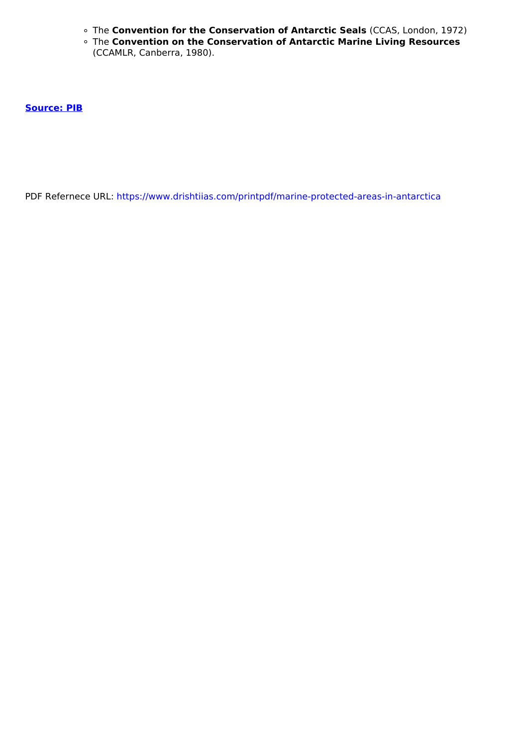- The **Convention for the Conservation of Antarctic Seals** (CCAS, London, 1972)
- The **Convention on the Conservation of Antarctic Marine Living Resources** (CCAMLR, Canberra, 1980).

**Source: PIB**

PDF Refernece URL: https://www.drishtiias.com/printpdf/marine-protected-areas-in-antarctica